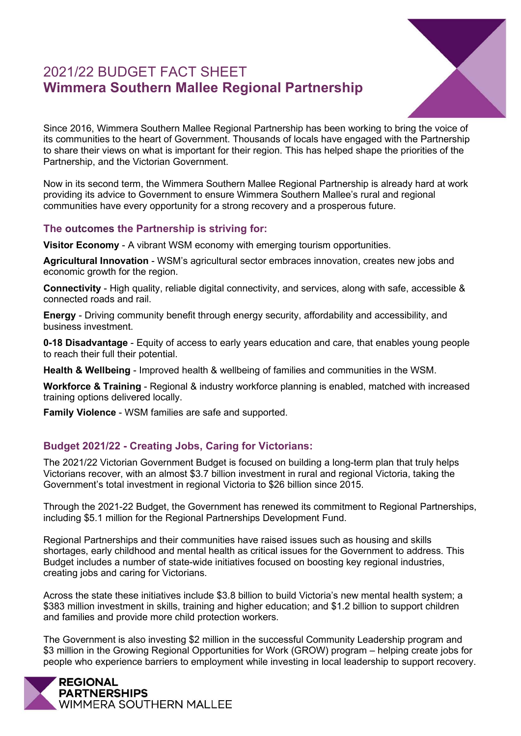# 2021/22 BUDGET FACT SHEET
## Wimmera Southern Mallee Regional Partnership

Since 2016, Wimmera Southern Mallee Regional Partnership has been working to bring the voice of its communities to the heart of Government. Thousands of locals have engaged with the Partnership to share their views on what is important for their region. This has helped shape the priorities of the Partnership, and the Victorian Government.

Now in its second term, the Wimmera Southern Mallee Regional Partnership is already hard at work providing its advice to Government to ensure Wimmera Southern Mallee's rural and regional communities have every opportunity for a strong recovery and a prosperous future.

### The outcomes the Partnership is striving for:

**Visitor Economy** - A vibrant WSM economy with emerging tourism opportunities.

**Agricultural Innovation** - WSM's agricultural sector embraces innovation, creates new jobs and economic growth for the region.

**Connectivity** - High quality, reliable digital connectivity, and services, along with safe, accessible & connected roads and rail.

**Energy** - Driving community benefit through energy security, affordability and accessibility, and business investment.

**0-18 Disadvantage** - Equity of access to early years education and care, that enables young people to reach their full their potential.

**Health & Wellbeing** - Improved health & wellbeing of families and communities in the WSM.

**Workforce & Training** - Regional & industry workforce planning is enabled, matched with increased training options delivered locally.

**Family Violence** - WSM families are safe and supported.

### Budget 2021/22 - Creating Jobs, Caring for Victorians:

The 2021/22 Victorian Government Budget is focused on building a long-term plan that truly helps Victorians recover, with an almost $3.7 billion investment in rural and regional Victoria, taking the Government's total investment in regional Victoria to $26 billion since 2015.

Through the 2021-22 Budget, the Government has renewed its commitment to Regional Partnerships, including $5.1 million for the Regional Partnerships Development Fund.

Regional Partnerships and their communities have raised issues such as housing and skills shortages, early childhood and mental health as critical issues for the Government to address. This Budget includes a number of state-wide initiatives focused on boosting key regional industries, creating jobs and caring for Victorians.

Across the state these initiatives include $3.8 billion to build Victoria's new mental health system; a $383 million investment in skills, training and higher education; and $1.2 billion to support children and families and provide more child protection workers.

The Government is also investing $2 million in the successful Community Leadership program and $3 million in the Growing Regional Opportunities for Work (GROW) program – helping create jobs for people who experience barriers to employment while investing in local leadership to support recovery.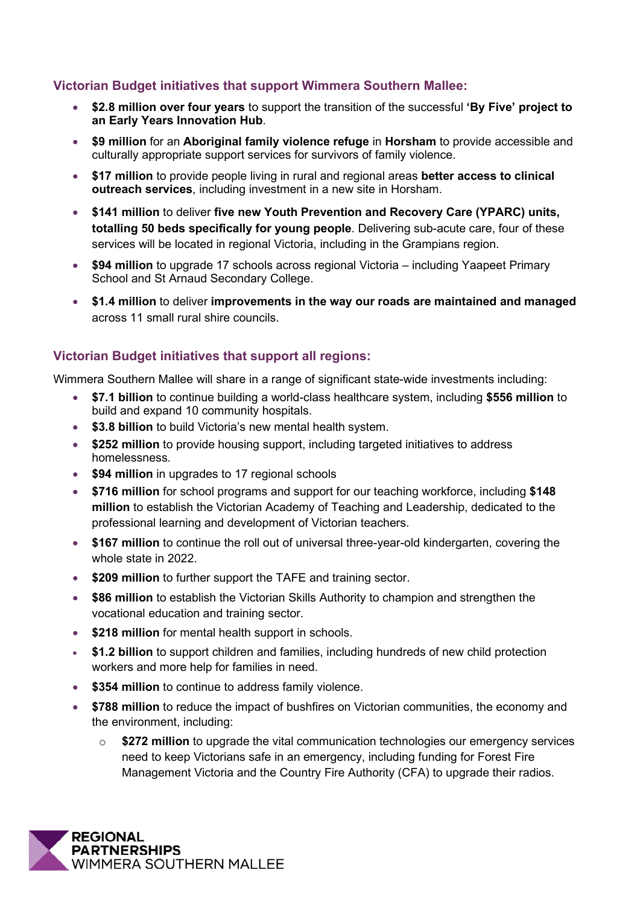## Victorian Budget initiatives that support Wimmera Southern Mallee:

- **$2.8 million over four years** to support the transition of the successful **'By Five' project to an Early Years Innovation Hub**.
- **$9 million** for an **Aboriginal family violence refuge** in **Horsham** to provide accessible and culturally appropriate support services for survivors of family violence.
- **$17 million** to provide people living in rural and regional areas **better access to clinical outreach services**, including investment in a new site in Horsham.
- **$141 million** to deliver **five new Youth Prevention and Recovery Care (YPARC) units, totalling 50 beds specifically for young people**. Delivering sub-acute care, four of these services will be located in regional Victoria, including in the Grampians region.
- **$94 million** to upgrade 17 schools across regional Victoria – including Yaapeet Primary School and St Arnaud Secondary College.
- **$1.4 million** to deliver **improvements in the way our roads are maintained and managed** across 11 small rural shire councils.

## Victorian Budget initiatives that support all regions:

Wimmera Southern Mallee will share in a range of significant state-wide investments including:

- **$7.1 billion** to continue building a world-class healthcare system, including **$556 million** to build and expand 10 community hospitals.
- **$3.8 billion** to build Victoria's new mental health system.
- **$252 million** to provide housing support, including targeted initiatives to address homelessness.
- **$94 million** in upgrades to 17 regional schools
- **$716 million** for school programs and support for our teaching workforce, including **$148 million** to establish the Victorian Academy of Teaching and Leadership, dedicated to the professional learning and development of Victorian teachers.
- **$167 million** to continue the roll out of universal three-year-old kindergarten, covering the whole state in 2022.
- **$209 million** to further support the TAFE and training sector.
- **$86 million** to establish the Victorian Skills Authority to champion and strengthen the vocational education and training sector.
- **$218 million** for mental health support in schools.
- **$1.2 billion** to support children and families, including hundreds of new child protection workers and more help for families in need.
- **$354 million** to continue to address family violence.
- **$788 million** to reduce the impact of bushfires on Victorian communities, the economy and the environment, including:
  - **$272 million** to upgrade the vital communication technologies our emergency services need to keep Victorians safe in an emergency, including funding for Forest Fire Management Victoria and the Country Fire Authority (CFA) to upgrade their radios.

REGIONAL PARTNERSHIPS WIMMERA SOUTHERN MALLEE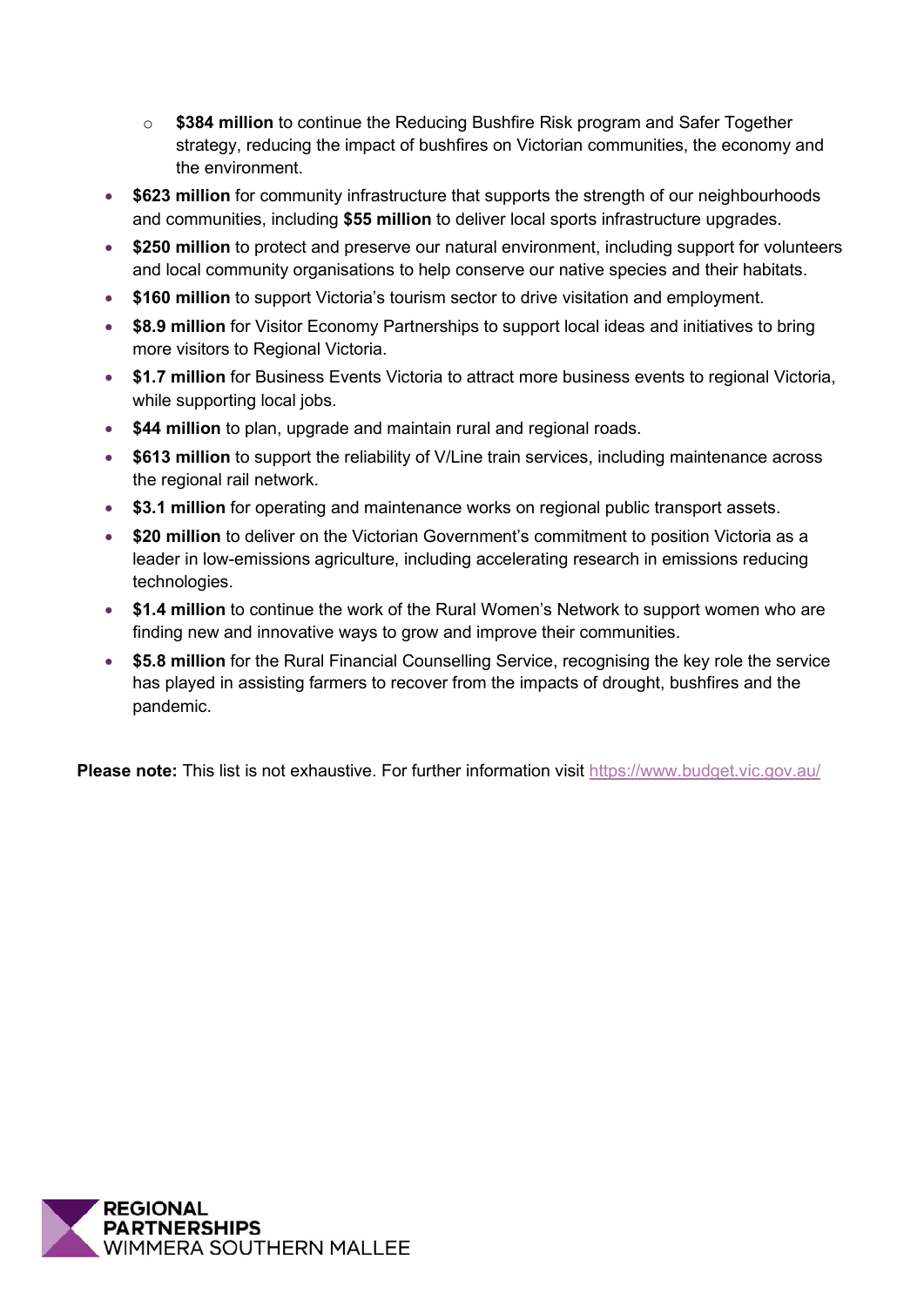- **$384 million** to continue the Reducing Bushfire Risk program and Safer Together strategy, reducing the impact of bushfires on Victorian communities, the economy and the environment.
- **$623 million** for community infrastructure that supports the strength of our neighbourhoods and communities, including **$55 million** to deliver local sports infrastructure upgrades.
- **$250 million** to protect and preserve our natural environment, including support for volunteers and local community organisations to help conserve our native species and their habitats.
- **$160 million** to support Victoria's tourism sector to drive visitation and employment.
- **$8.9 million** for Visitor Economy Partnerships to support local ideas and initiatives to bring more visitors to Regional Victoria.
- **$1.7 million** for Business Events Victoria to attract more business events to regional Victoria, while supporting local jobs.
- **$44 million** to plan, upgrade and maintain rural and regional roads.
- **$613 million** to support the reliability of V/Line train services, including maintenance across the regional rail network.
- **$3.1 million** for operating and maintenance works on regional public transport assets.
- **$20 million** to deliver on the Victorian Government's commitment to position Victoria as a leader in low-emissions agriculture, including accelerating research in emissions reducing technologies.
- **$1.4 million** to continue the work of the Rural Women's Network to support women who are finding new and innovative ways to grow and improve their communities.
- **$5.8 million** for the Rural Financial Counselling Service, recognising the key role the service has played in assisting farmers to recover from the impacts of drought, bushfires and the pandemic.

**Please note:** This list is not exhaustive. For further information visit https://www.budget.vic.gov.au/

REGIONAL PARTNERSHIPS
WIMMERA SOUTHERN MALLEE